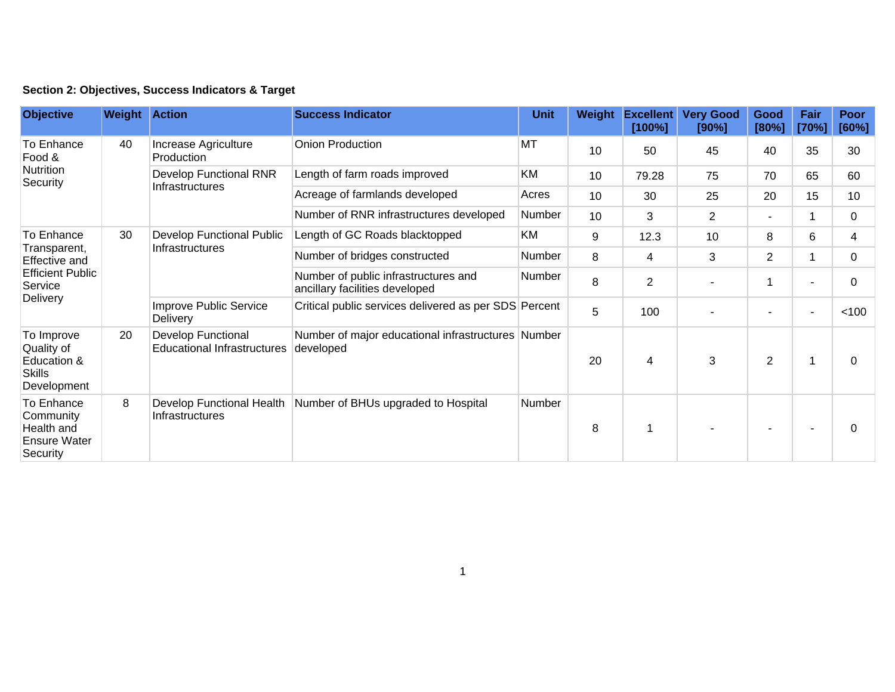**Section 2: Objectives, Success Indicators & Target**

| Objective | Weight | Action | Success Indicator | Unit | Weight | Excellent [100%] | Very Good [90%] | Good [80%] | Fair [70%] | Poor [60%] |
|---|---|---|---|---|---|---|---|---|---|---|
| To Enhance Food & Nutrition Security | 40 | Increase Agriculture Production | Onion Production | MT | 10 | 50 | 45 | 40 | 35 | 30 |
| | | Develop Functional RNR Infrastructures | Length of farm roads improved | KM | 10 | 79.28 | 75 | 70 | 65 | 60 |
| | | | Acreage of farmlands developed | Acres | 10 | 30 | 25 | 20 | 15 | 10 |
| | | | Number of RNR infrastructures developed | Number | 10 | 3 | 2 | - | 1 | 0 |
| To Enhance Transparent, Effective and Efficient Public Service Delivery | 30 | Develop Functional Public Infrastructures | Length of GC Roads blacktopped | KM | 9 | 12.3 | 10 | 8 | 6 | 4 |
| | | | Number of bridges constructed | Number | 8 | 4 | 3 | 2 | 1 | 0 |
| | | | Number of public infrastructures and ancillary facilities developed | Number | 8 | 2 | - | 1 | - | 0 |
| | | Improve Public Service Delivery | Critical public services delivered as per SDS | Percent | 5 | 100 | - | - | - | <100 |
| To Improve Quality of Education & Skills Development | 20 | Develop Functional Educational Infrastructures | Number of major educational infrastructures developed | Number | 20 | 4 | 3 | 2 | 1 | 0 |
| To Enhance Community Health and Ensure Water Security | 8 | Develop Functional Health Infrastructures | Number of BHUs upgraded to Hospital | Number | 8 | 1 | - | - | - | 0 |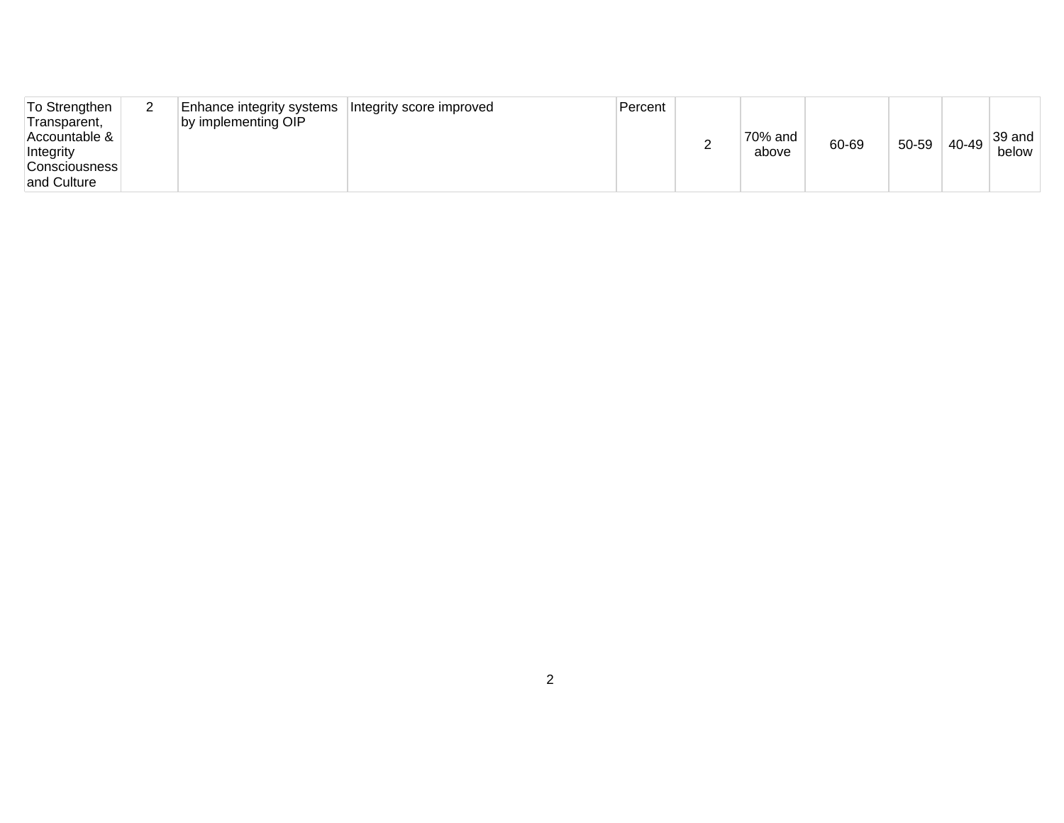| | | | | | | | | | | |
|---|---|---|---|---|---|---|---|---|---|---|
| To Strengthen Transparent, Accountable & Integrity Consciousness and Culture | 2 | Enhance integrity systems by implementing OIP | Integrity score improved | Percent | 2 | 70% and above | 60-69 | 50-59 | 40-49 | 39 and below |